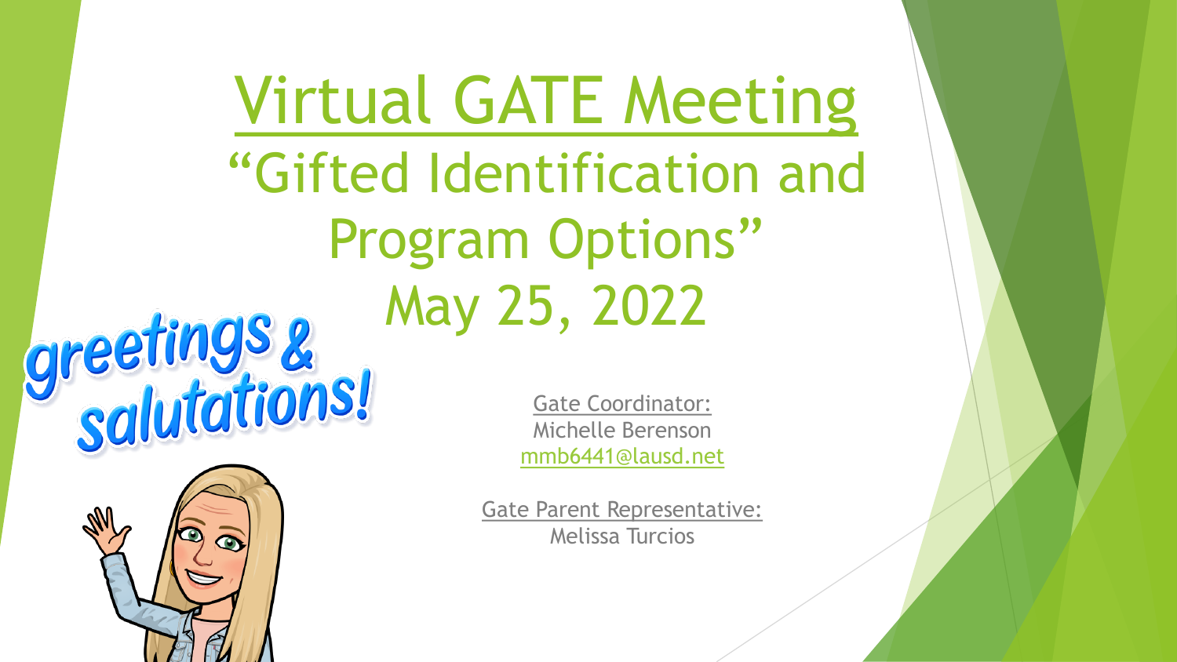# Virtual GATE Meeting

## "Gifted Identification and Program Options"

## May 25, 2022

greetings & salutations!

Gate Coordinator:
Michelle Berenson
mmb6441@lausd.net

Gate Parent Representative:
Melissa Turcios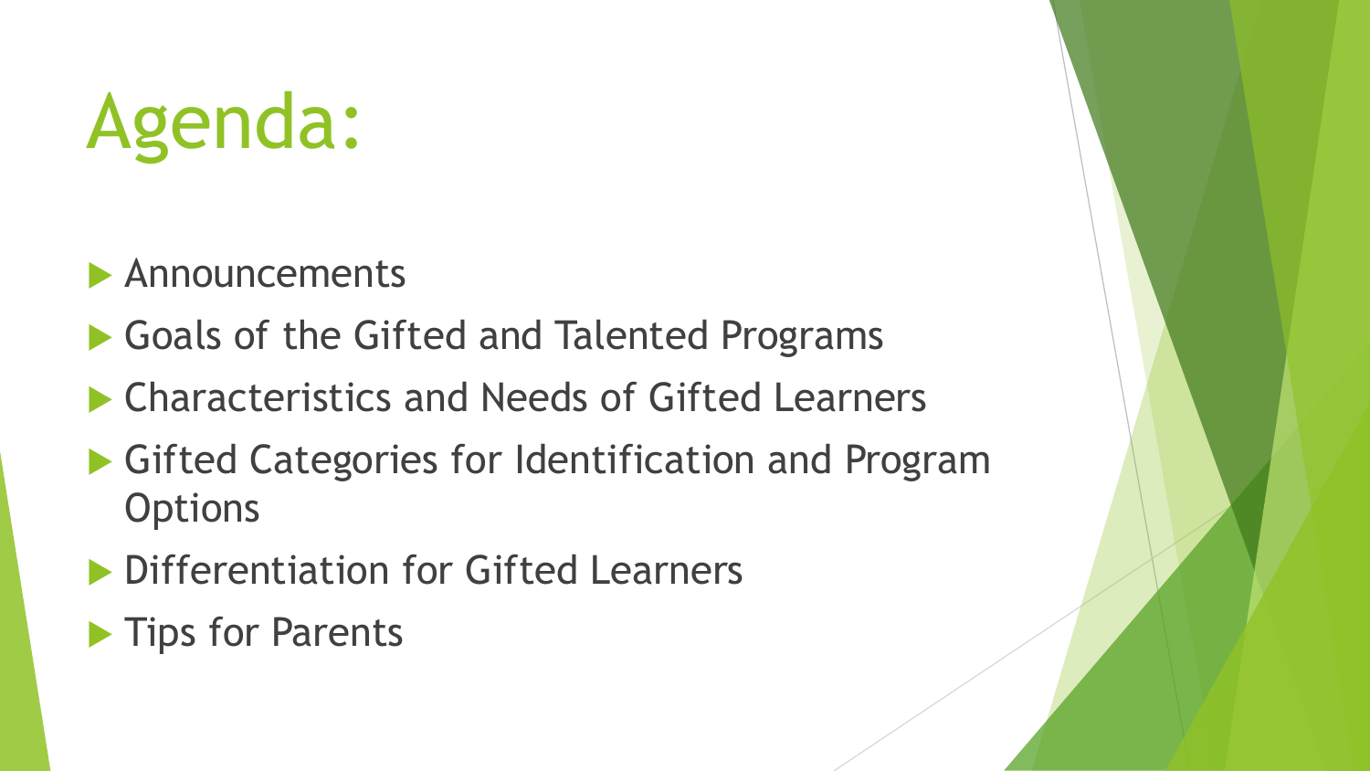# Agenda:

- Announcements
- Goals of the Gifted and Talented Programs
- Characteristics and Needs of Gifted Learners
- Gifted Categories for Identification and Program Options
- Differentiation for Gifted Learners
- Tips for Parents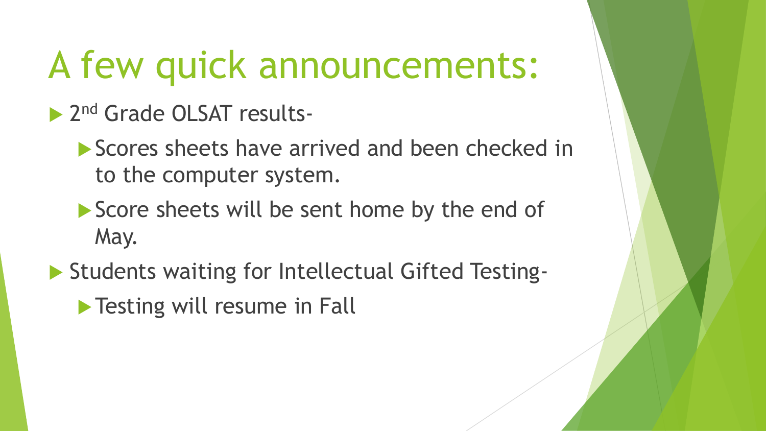# A few quick announcements:

- 2nd Grade OLSAT results-
  - Scores sheets have arrived and been checked in to the computer system.
  - Score sheets will be sent home by the end of May.
- Students waiting for Intellectual Gifted Testing-
  - Testing will resume in Fall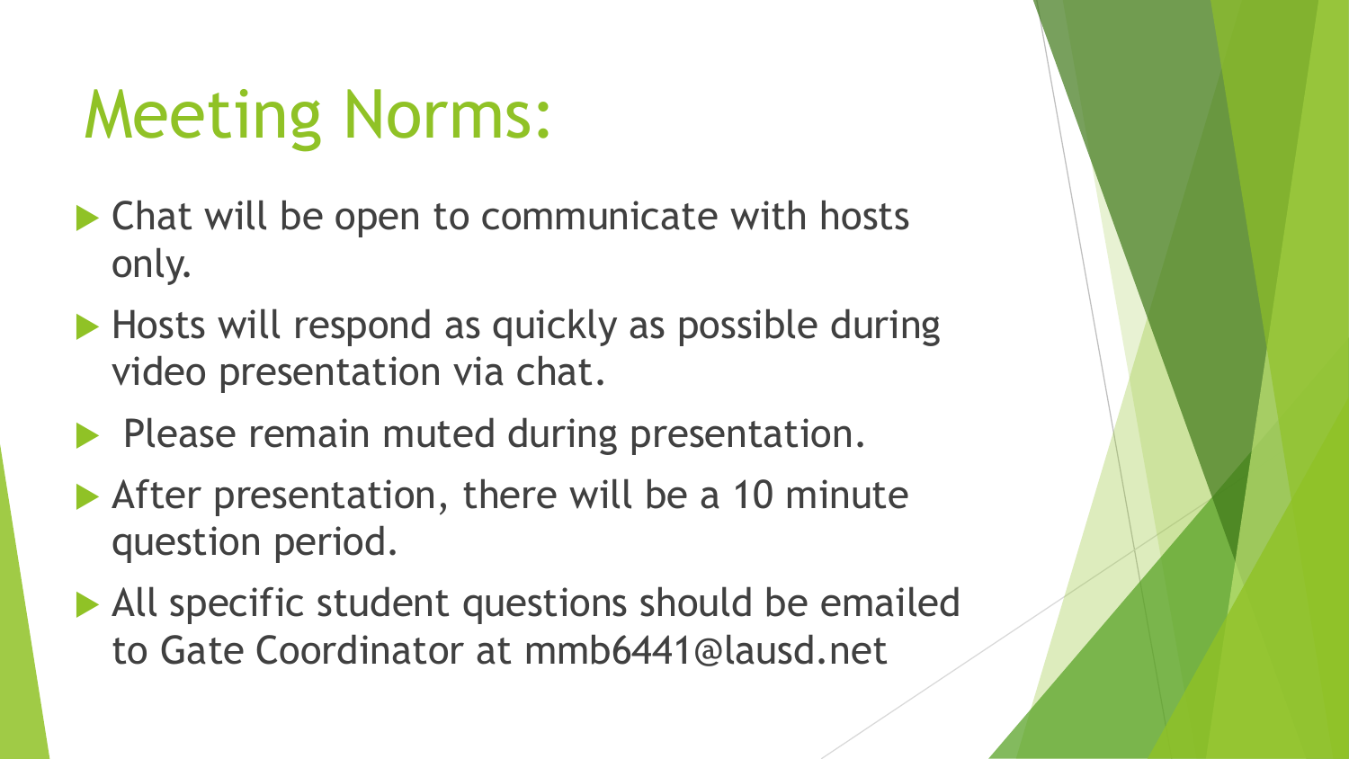# Meeting Norms:

- Chat will be open to communicate with hosts only.
- Hosts will respond as quickly as possible during video presentation via chat.
- Please remain muted during presentation.
- After presentation, there will be a 10 minute question period.
- All specific student questions should be emailed to Gate Coordinator at mmb6441@lausd.net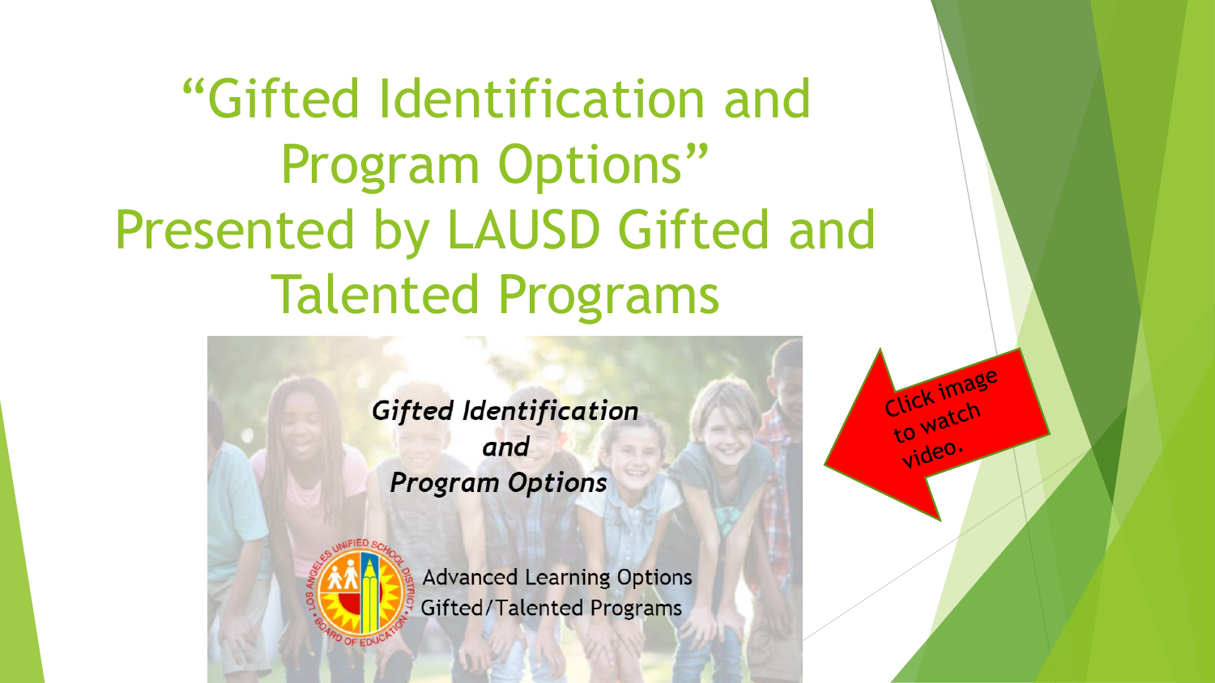# "Gifted Identification and Program Options" Presented by LAUSD Gifted and Talented Programs

***Gifted Identification and Program Options***

Advanced Learning Options
Gifted/Talented Programs

Click image to watch video.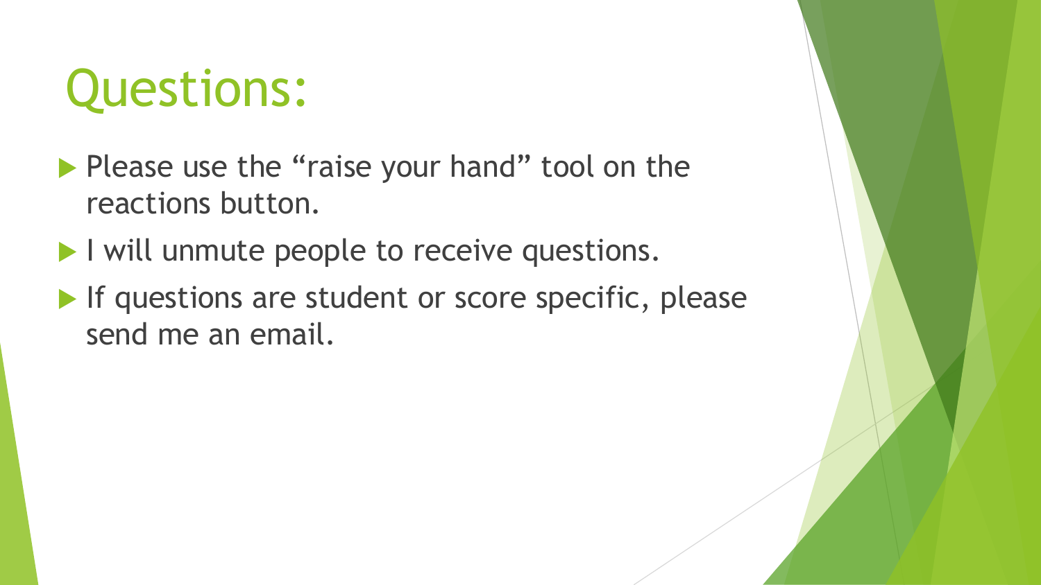# Questions:

- Please use the “raise your hand” tool on the reactions button.
- I will unmute people to receive questions.
- If questions are student or score specific, please send me an email.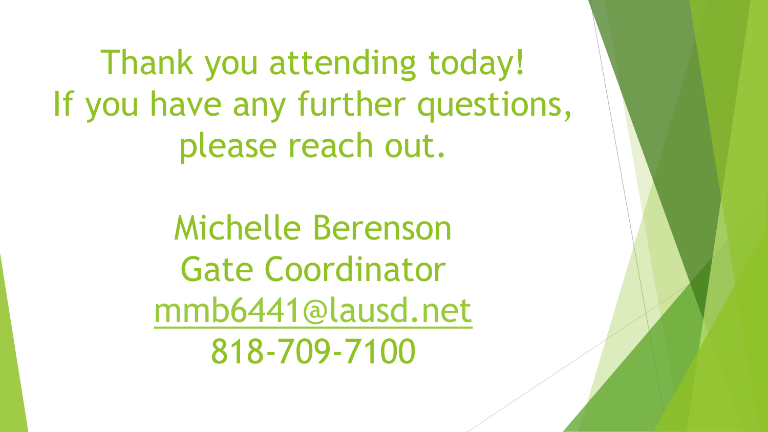Thank you attending today!
If you have any further questions, please reach out.

Michelle Berenson
Gate Coordinator
mmb6441@lausd.net
818-709-7100